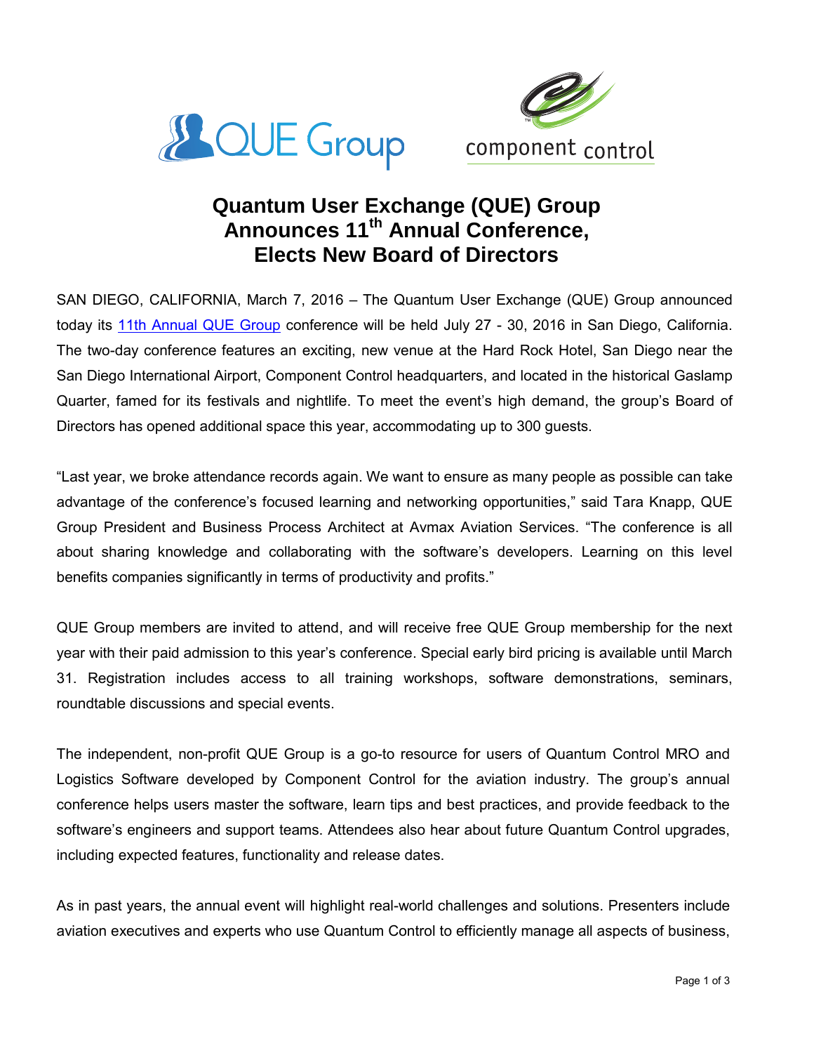# Quantum User Exchange (QUE) Group Announces 11th Annual Conference, Elects New Board of Directors

SAN DIEGO, CALIFORNIA, March 7, 2016 – The Quantum User Exchange (QUE) Group announced today its 11th Annual QUE Group conference will be held July 27 - 30, 2016 in San Diego, California. The two-day conference features an exciting, new venue at the Hard Rock Hotel, San Diego near the San Diego International Airport, Component Control headquarters, and located in the historical Gaslamp Quarter, famed for its festivals and nightlife. To meet the event's high demand, the group's Board of Directors has opened additional space this year, accommodating up to 300 guests.

"Last year, we broke attendance records again. We want to ensure as many people as possible can take advantage of the conference's focused learning and networking opportunities," said Tara Knapp, QUE Group President and Business Process Architect at Avmax Aviation Services. "The conference is all about sharing knowledge and collaborating with the software's developers. Learning on this level benefits companies significantly in terms of productivity and profits."

QUE Group members are invited to attend, and will receive free QUE Group membership for the next year with their paid admission to this year's conference. Special early bird pricing is available until March 31. Registration includes access to all training workshops, software demonstrations, seminars, roundtable discussions and special events.

The independent, non-profit QUE Group is a go-to resource for users of Quantum Control MRO and Logistics Software developed by Component Control for the aviation industry. The group's annual conference helps users master the software, learn tips and best practices, and provide feedback to the software's engineers and support teams. Attendees also hear about future Quantum Control upgrades, including expected features, functionality and release dates.

As in past years, the annual event will highlight real-world challenges and solutions. Presenters include aviation executives and experts who use Quantum Control to efficiently manage all aspects of business,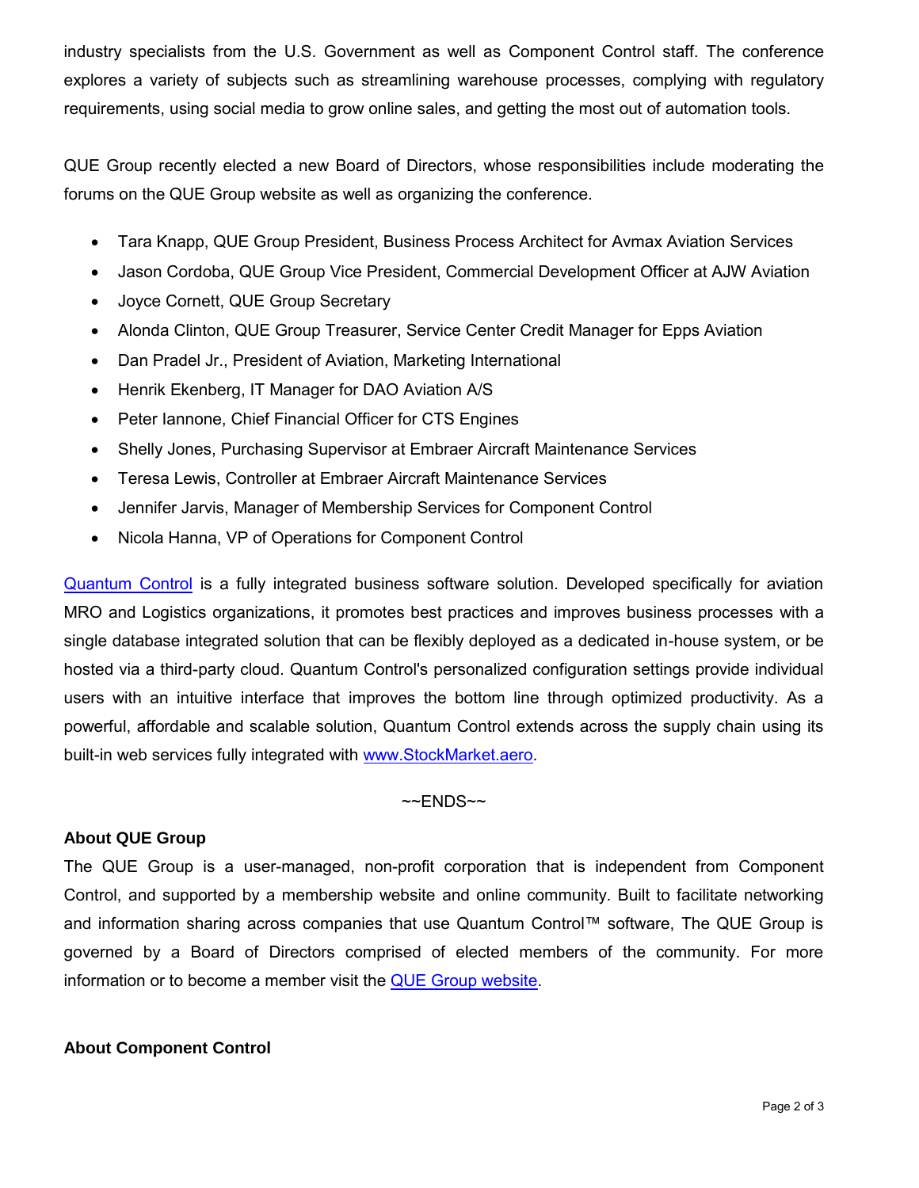industry specialists from the U.S. Government as well as Component Control staff. The conference explores a variety of subjects such as streamlining warehouse processes, complying with regulatory requirements, using social media to grow online sales, and getting the most out of automation tools.

QUE Group recently elected a new Board of Directors, whose responsibilities include moderating the forums on the QUE Group website as well as organizing the conference.

- Tara Knapp, QUE Group President, Business Process Architect for Avmax Aviation Services
- Jason Cordoba, QUE Group Vice President, Commercial Development Officer at AJW Aviation
- Joyce Cornett, QUE Group Secretary
- Alonda Clinton, QUE Group Treasurer, Service Center Credit Manager for Epps Aviation
- Dan Pradel Jr., President of Aviation, Marketing International
- Henrik Ekenberg, IT Manager for DAO Aviation A/S
- Peter Iannone, Chief Financial Officer for CTS Engines
- Shelly Jones, Purchasing Supervisor at Embraer Aircraft Maintenance Services
- Teresa Lewis, Controller at Embraer Aircraft Maintenance Services
- Jennifer Jarvis, Manager of Membership Services for Component Control
- Nicola Hanna, VP of Operations for Component Control

Quantum Control is a fully integrated business software solution. Developed specifically for aviation MRO and Logistics organizations, it promotes best practices and improves business processes with a single database integrated solution that can be flexibly deployed as a dedicated in-house system, or be hosted via a third-party cloud. Quantum Control's personalized configuration settings provide individual users with an intuitive interface that improves the bottom line through optimized productivity. As a powerful, affordable and scalable solution, Quantum Control extends across the supply chain using its built-in web services fully integrated with www.StockMarket.aero.

~~ENDS~~

**About QUE Group**

The QUE Group is a user-managed, non-profit corporation that is independent from Component Control, and supported by a membership website and online community. Built to facilitate networking and information sharing across companies that use Quantum Control™ software, The QUE Group is governed by a Board of Directors comprised of elected members of the community. For more information or to become a member visit the QUE Group website.

**About Component Control**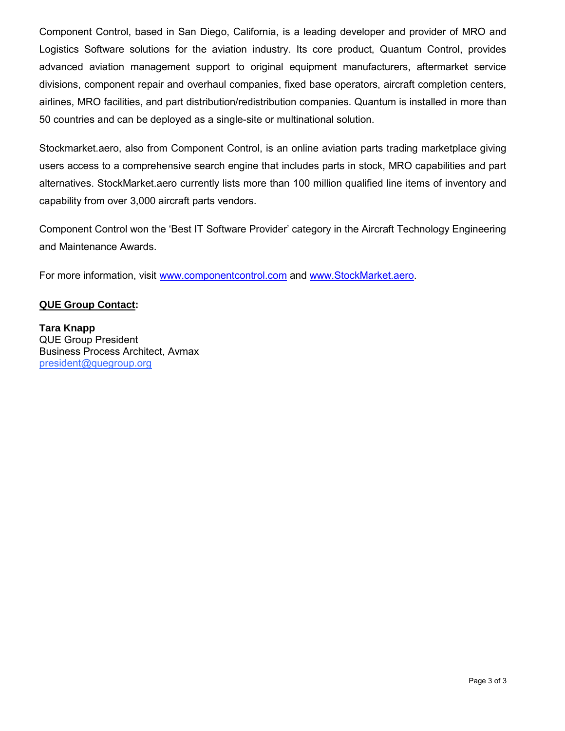Component Control, based in San Diego, California, is a leading developer and provider of MRO and Logistics Software solutions for the aviation industry. Its core product, Quantum Control, provides advanced aviation management support to original equipment manufacturers, aftermarket service divisions, component repair and overhaul companies, fixed base operators, aircraft completion centers, airlines, MRO facilities, and part distribution/redistribution companies. Quantum is installed in more than 50 countries and can be deployed as a single-site or multinational solution.

Stockmarket.aero, also from Component Control, is an online aviation parts trading marketplace giving users access to a comprehensive search engine that includes parts in stock, MRO capabilities and part alternatives. StockMarket.aero currently lists more than 100 million qualified line items of inventory and capability from over 3,000 aircraft parts vendors.

Component Control won the 'Best IT Software Provider' category in the Aircraft Technology Engineering and Maintenance Awards.

For more information, visit www.componentcontrol.com and www.StockMarket.aero.

**QUE Group Contact:**

**Tara Knapp**
QUE Group President
Business Process Architect, Avmax
president@quegroup.org